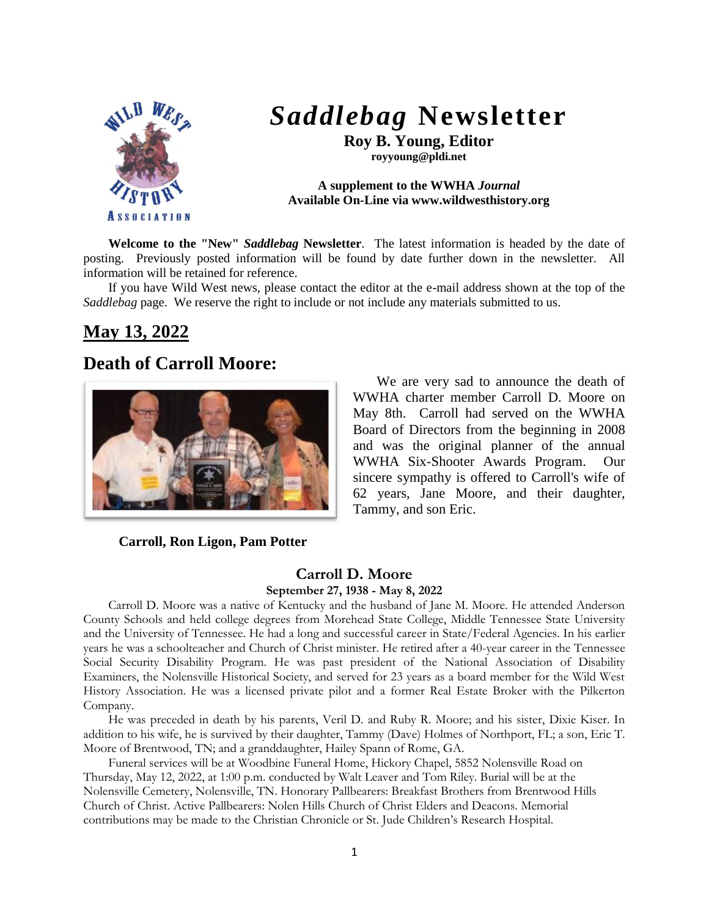# *Saddlebag* Newsletter

**Roy B. Young, Editor**
**royyoung@pldi.net**

**A supplement to the WWHA *Journal***
**Available On-Line via www.wildwesthistory.org**

**Welcome to the "New" *Saddlebag* Newsletter**. The latest information is headed by the date of posting. Previously posted information will be found by date further down in the newsletter. All information will be retained for reference.

If you have Wild West news, please contact the editor at the e-mail address shown at the top of the *Saddlebag* page. We reserve the right to include or not include any materials submitted to us.

## May 13, 2022

## Death of Carroll Moore:

We are very sad to announce the death of WWHA charter member Carroll D. Moore on May 8th. Carroll had served on the WWHA Board of Directors from the beginning in 2008 and was the original planner of the annual WWHA Six-Shooter Awards Program. Our sincere sympathy is offered to Carroll's wife of 62 years, Jane Moore, and their daughter, Tammy, and son Eric.

**Carroll, Ron Ligon, Pam Potter**

### Carroll D. Moore

**September 27, 1938 - May 8, 2022**

Carroll D. Moore was a native of Kentucky and the husband of Jane M. Moore. He attended Anderson County Schools and held college degrees from Morehead State College, Middle Tennessee State University and the University of Tennessee. He had a long and successful career in State/Federal Agencies. In his earlier years he was a schoolteacher and Church of Christ minister. He retired after a 40-year career in the Tennessee Social Security Disability Program. He was past president of the National Association of Disability Examiners, the Nolensville Historical Society, and served for 23 years as a board member for the Wild West History Association. He was a licensed private pilot and a former Real Estate Broker with the Pilkerton Company.

He was preceded in death by his parents, Veril D. and Ruby R. Moore; and his sister, Dixie Kiser. In addition to his wife, he is survived by their daughter, Tammy (Dave) Holmes of Northport, FL; a son, Eric T. Moore of Brentwood, TN; and a granddaughter, Hailey Spann of Rome, GA.

Funeral services will be at Woodbine Funeral Home, Hickory Chapel, 5852 Nolensville Road on Thursday, May 12, 2022, at 1:00 p.m. conducted by Walt Leaver and Tom Riley. Burial will be at the Nolensville Cemetery, Nolensville, TN. Honorary Pallbearers: Breakfast Brothers from Brentwood Hills Church of Christ. Active Pallbearers: Nolen Hills Church of Christ Elders and Deacons. Memorial contributions may be made to the Christian Chronicle or St. Jude Children's Research Hospital.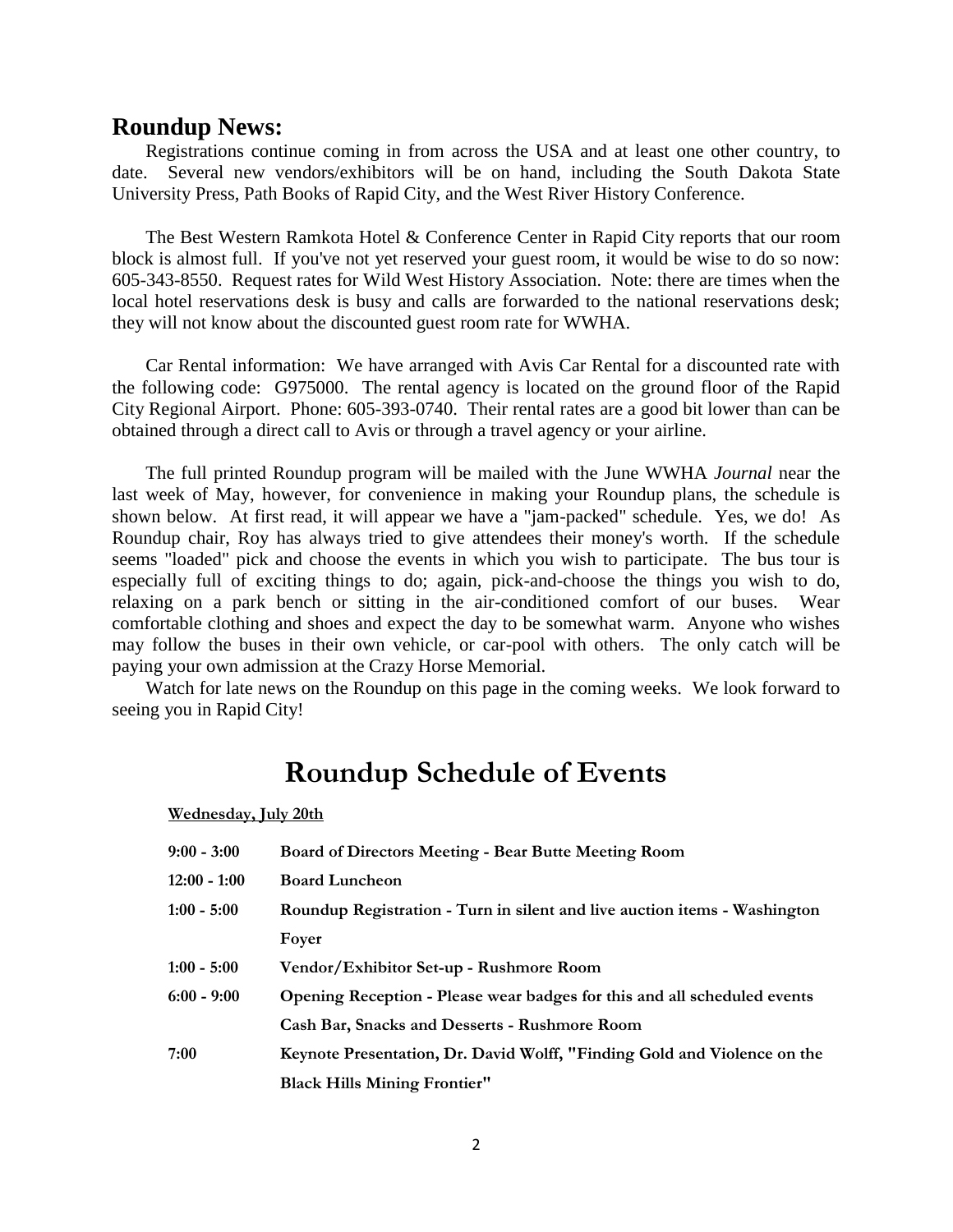## Roundup News:

Registrations continue coming in from across the USA and at least one other country, to date. Several new vendors/exhibitors will be on hand, including the South Dakota State University Press, Path Books of Rapid City, and the West River History Conference.

The Best Western Ramkota Hotel & Conference Center in Rapid City reports that our room block is almost full. If you've not yet reserved your guest room, it would be wise to do so now: 605-343-8550. Request rates for Wild West History Association. Note: there are times when the local hotel reservations desk is busy and calls are forwarded to the national reservations desk; they will not know about the discounted guest room rate for WWHA.

Car Rental information: We have arranged with Avis Car Rental for a discounted rate with the following code: G975000. The rental agency is located on the ground floor of the Rapid City Regional Airport. Phone: 605-393-0740. Their rental rates are a good bit lower than can be obtained through a direct call to Avis or through a travel agency or your airline.

The full printed Roundup program will be mailed with the June WWHA *Journal* near the last week of May, however, for convenience in making your Roundup plans, the schedule is shown below. At first read, it will appear we have a "jam-packed" schedule. Yes, we do! As Roundup chair, Roy has always tried to give attendees their money's worth. If the schedule seems "loaded" pick and choose the events in which you wish to participate. The bus tour is especially full of exciting things to do; again, pick-and-choose the things you wish to do, relaxing on a park bench or sitting in the air-conditioned comfort of our buses. Wear comfortable clothing and shoes and expect the day to be somewhat warm. Anyone who wishes may follow the buses in their own vehicle, or car-pool with others. The only catch will be paying your own admission at the Crazy Horse Memorial.

Watch for late news on the Roundup on this page in the coming weeks. We look forward to seeing you in Rapid City!

# Roundup Schedule of Events

**Wednesday, July 20th**

| | |
|---|---|
| **9:00 - 3:00** | **Board of Directors Meeting - Bear Butte Meeting Room** |
| **12:00 - 1:00** | **Board Luncheon** |
| **1:00 - 5:00** | **Roundup Registration - Turn in silent and live auction items - Washington Foyer** |
| **1:00 - 5:00** | **Vendor/Exhibitor Set-up - Rushmore Room** |
| **6:00 - 9:00** | **Opening Reception - Please wear badges for this and all scheduled events Cash Bar, Snacks and Desserts - Rushmore Room** |
| **7:00** | **Keynote Presentation, Dr. David Wolff, "Finding Gold and Violence on the Black Hills Mining Frontier"** |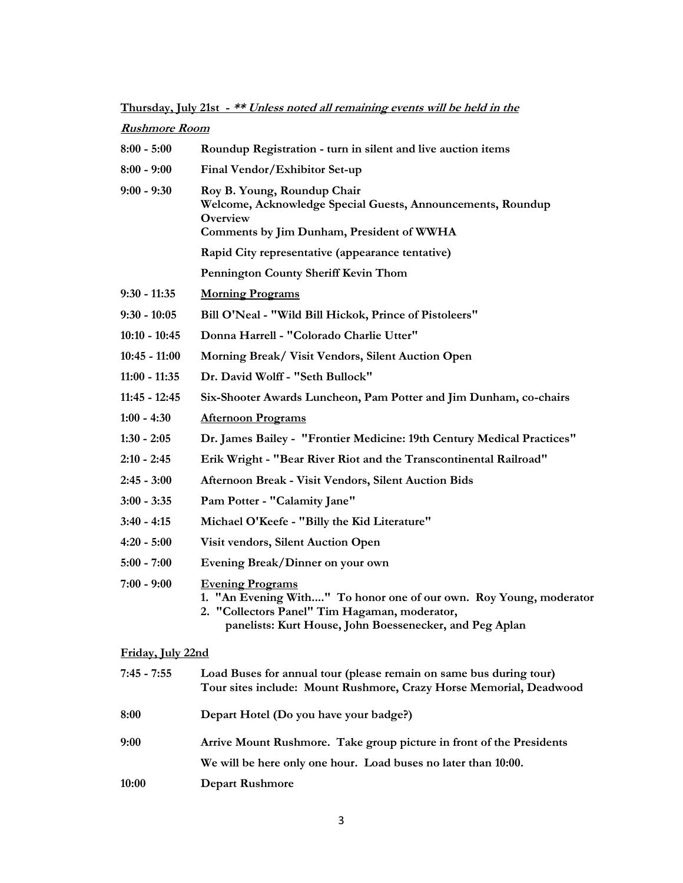**<u>Thursday, July 21st</u>** - ***<u>** Unless noted all remaining events will be held in the Rushmore Room</u>***

| | |
|---|---|
| **8:00 - 5:00** | **Roundup Registration - turn in silent and live auction items** |
| **8:00 - 9:00** | **Final Vendor/Exhibitor Set-up** |
| **9:00 - 9:30** | **Roy B. Young, Roundup Chair**<br>**Welcome, Acknowledge Special Guests, Announcements, Roundup Overview**<br>**Comments by Jim Dunham, President of WWHA**<br>**Rapid City representative (appearance tentative)**<br>**Pennington County Sheriff Kevin Thom** |
| **9:30 - 11:35** | **<u>Morning Programs</u>** |
| **9:30 - 10:05** | **Bill O'Neal - "Wild Bill Hickok, Prince of Pistoleers"** |
| **10:10 - 10:45** | **Donna Harrell - "Colorado Charlie Utter"** |
| **10:45 - 11:00** | **Morning Break/ Visit Vendors, Silent Auction Open** |
| **11:00 - 11:35** | **Dr. David Wolff - "Seth Bullock"** |
| **11:45 - 12:45** | **Six-Shooter Awards Luncheon, Pam Potter and Jim Dunham, co-chairs** |
| **1:00 - 4:30** | **<u>Afternoon Programs</u>** |
| **1:30 - 2:05** | **Dr. James Bailey - "Frontier Medicine: 19th Century Medical Practices"** |
| **2:10 - 2:45** | **Erik Wright - "Bear River Riot and the Transcontinental Railroad"** |
| **2:45 - 3:00** | **Afternoon Break - Visit Vendors, Silent Auction Bids** |
| **3:00 - 3:35** | **Pam Potter - "Calamity Jane"** |
| **3:40 - 4:15** | **Michael O'Keefe - "Billy the Kid Literature"** |
| **4:20 - 5:00** | **Visit vendors, Silent Auction Open** |
| **5:00 - 7:00** | **Evening Break/Dinner on your own** |
| **7:00 - 9:00** | **<u>Evening Programs</u>**<br>**1. "An Evening With...." To honor one of our own. Roy Young, moderator**<br>**2. "Collectors Panel" Tim Hagaman, moderator, panelists: Kurt House, John Boessenecker, and Peg Aplan** |

**<u>Friday, July 22nd</u>**

| | |
|---|---|
| **7:45 - 7:55** | **Load Buses for annual tour (please remain on same bus during tour)**<br>**Tour sites include: Mount Rushmore, Crazy Horse Memorial, Deadwood** |
| **8:00** | **Depart Hotel (Do you have your badge?)** |
| **9:00** | **Arrive Mount Rushmore. Take group picture in front of the Presidents**<br>**We will be here only one hour. Load buses no later than 10:00.** |
| **10:00** | **Depart Rushmore** |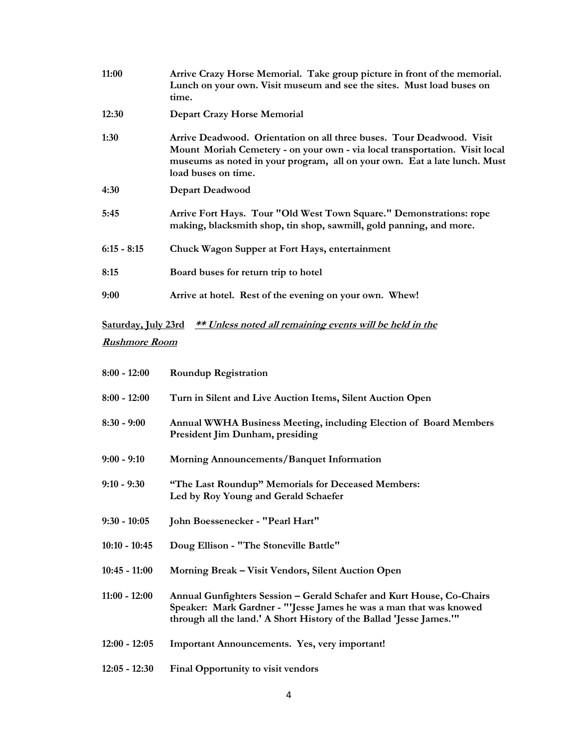**11:00** **Arrive Crazy Horse Memorial. Take group picture in front of the memorial. Lunch on your own. Visit museum and see the sites. Must load buses on time.**

**12:30** **Depart Crazy Horse Memorial**

**1:30** **Arrive Deadwood. Orientation on all three buses. Tour Deadwood. Visit Mount Moriah Cemetery - on your own - via local transportation. Visit local museums as noted in your program, all on your own. Eat a late lunch. Must load buses on time.**

**4:30** **Depart Deadwood**

**5:45** **Arrive Fort Hays. Tour "Old West Town Square." Demonstrations: rope making, blacksmith shop, tin shop, sawmill, gold panning, and more.**

**6:15 - 8:15** **Chuck Wagon Supper at Fort Hays, entertainment**

**8:15** **Board buses for return trip to hotel**

**9:00** **Arrive at hotel. Rest of the evening on your own. Whew!**

**Saturday, July 23rd** ***\*\* Unless noted all remaining events will be held in the Rushmore Room***

**8:00 - 12:00** **Roundup Registration**

**8:00 - 12:00** **Turn in Silent and Live Auction Items, Silent Auction Open**

**8:30 - 9:00** **Annual WWHA Business Meeting, including Election of Board Members President Jim Dunham, presiding**

**9:00 - 9:10** **Morning Announcements/Banquet Information**

**9:10 - 9:30** **"The Last Roundup" Memorials for Deceased Members: Led by Roy Young and Gerald Schaefer**

**9:30 - 10:05** **John Boessenecker - "Pearl Hart"**

**10:10 - 10:45** **Doug Ellison - "The Stoneville Battle"**

**10:45 - 11:00** **Morning Break – Visit Vendors, Silent Auction Open**

**11:00 - 12:00** **Annual Gunfighters Session – Gerald Schafer and Kurt House, Co-Chairs Speaker: Mark Gardner - "'Jesse James he was a man that was knowed through all the land.' A Short History of the Ballad 'Jesse James.'"**

**12:00 - 12:05** **Important Announcements. Yes, very important!**

**12:05 - 12:30** **Final Opportunity to visit vendors**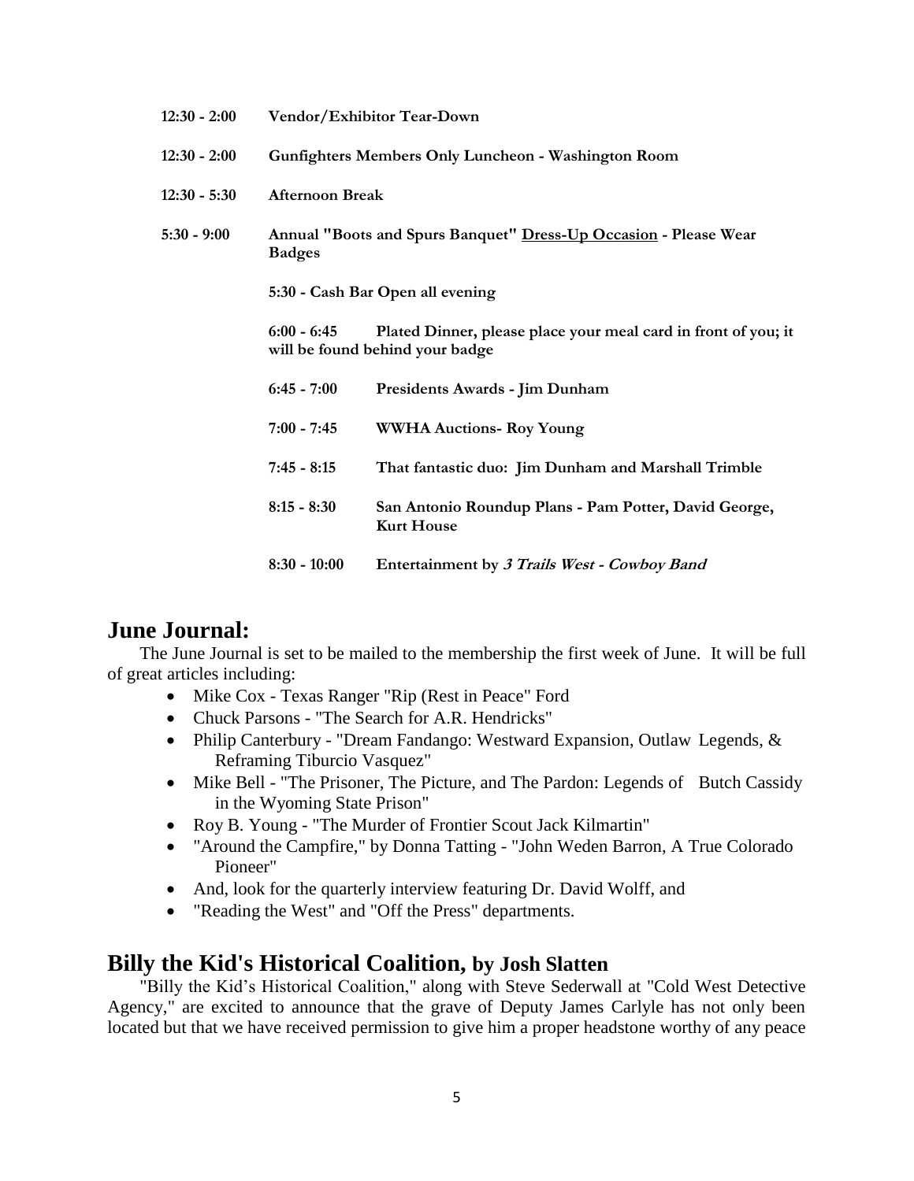**12:30 - 2:00** **Vendor/Exhibitor Tear-Down**

**12:30 - 2:00** **Gunfighters Members Only Luncheon - Washington Room**

**12:30 - 5:30** **Afternoon Break**

**5:30 - 9:00** **Annual "Boots and Spurs Banquet" <u>Dress-Up Occasion</u> - Please Wear Badges**

**5:30 - Cash Bar Open all evening**

**6:00 - 6:45** **Plated Dinner, please place your meal card in front of you; it will be found behind your badge**

**6:45 - 7:00** **Presidents Awards - Jim Dunham**

**7:00 - 7:45** **WWHA Auctions- Roy Young**

**7:45 - 8:15** **That fantastic duo: Jim Dunham and Marshall Trimble**

**8:15 - 8:30** **San Antonio Roundup Plans - Pam Potter, David George, Kurt House**

**8:30 - 10:00** **Entertainment by *3 Trails West - Cowboy Band***

## June Journal:

The June Journal is set to be mailed to the membership the first week of June. It will be full of great articles including:

- Mike Cox - Texas Ranger "Rip (Rest in Peace" Ford
- Chuck Parsons - "The Search for A.R. Hendricks"
- Philip Canterbury - "Dream Fandango: Westward Expansion, Outlaw Legends, & Reframing Tiburcio Vasquez"
- Mike Bell - "The Prisoner, The Picture, and The Pardon: Legends of Butch Cassidy in the Wyoming State Prison"
- Roy B. Young - "The Murder of Frontier Scout Jack Kilmartin"
- "Around the Campfire," by Donna Tatting - "John Weden Barron, A True Colorado Pioneer"
- And, look for the quarterly interview featuring Dr. David Wolff, and
- "Reading the West" and "Off the Press" departments.

## Billy the Kid's Historical Coalition, by Josh Slatten

"Billy the Kid's Historical Coalition," along with Steve Sederwall at "Cold West Detective Agency," are excited to announce that the grave of Deputy James Carlyle has not only been located but that we have received permission to give him a proper headstone worthy of any peace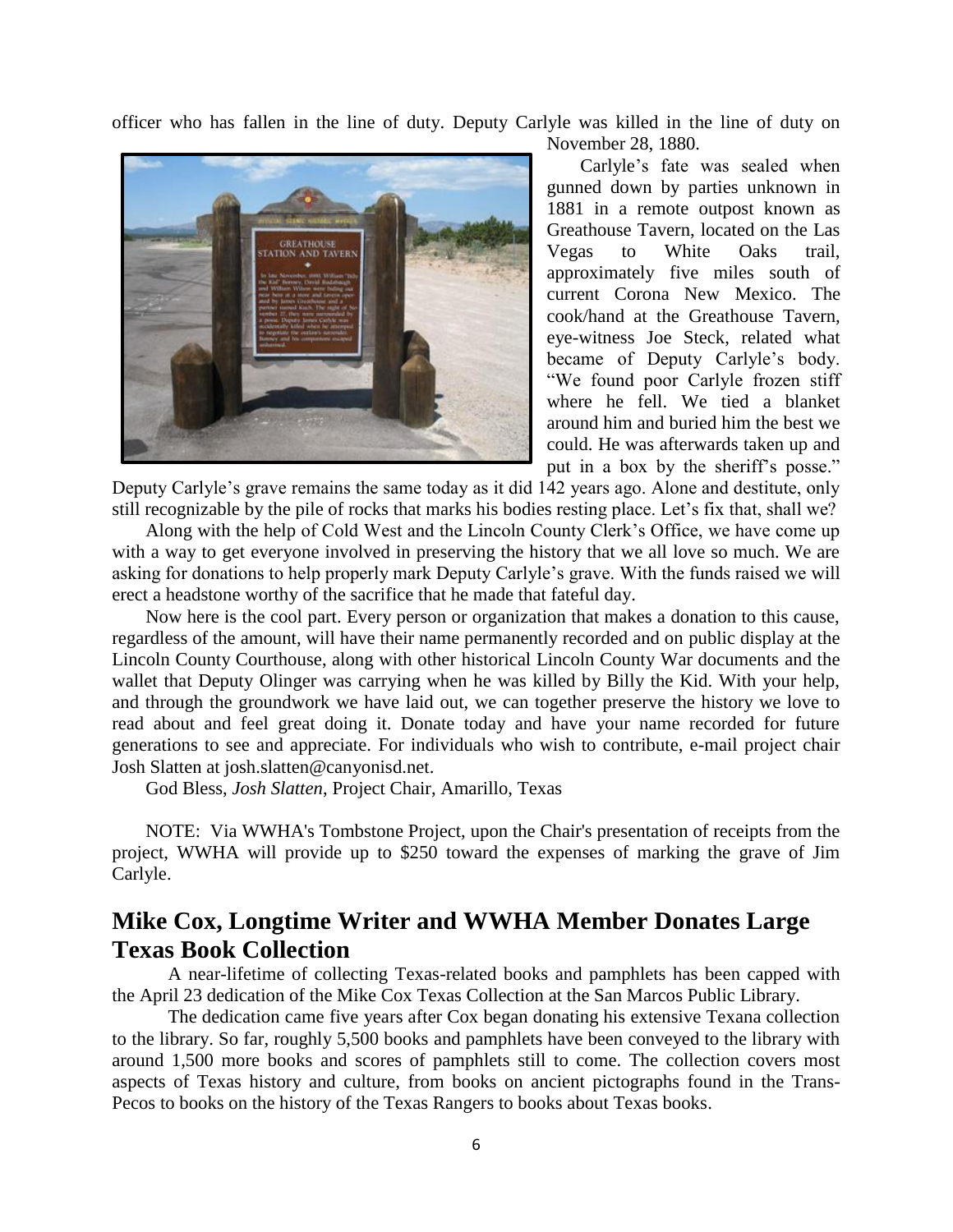officer who has fallen in the line of duty. Deputy Carlyle was killed in the line of duty on November 28, 1880.

Carlyle's fate was sealed when gunned down by parties unknown in 1881 in a remote outpost known as Greathouse Tavern, located on the Las Vegas to White Oaks trail, approximately five miles south of current Corona New Mexico. The cook/hand at the Greathouse Tavern, eye-witness Joe Steck, related what became of Deputy Carlyle's body. "We found poor Carlyle frozen stiff where he fell. We tied a blanket around him and buried him the best we could. He was afterwards taken up and put in a box by the sheriff's posse." Deputy Carlyle's grave remains the same today as it did 142 years ago. Alone and destitute, only still recognizable by the pile of rocks that marks his bodies resting place. Let's fix that, shall we?

Along with the help of Cold West and the Lincoln County Clerk's Office, we have come up with a way to get everyone involved in preserving the history that we all love so much. We are asking for donations to help properly mark Deputy Carlyle's grave. With the funds raised we will erect a headstone worthy of the sacrifice that he made that fateful day.

Now here is the cool part. Every person or organization that makes a donation to this cause, regardless of the amount, will have their name permanently recorded and on public display at the Lincoln County Courthouse, along with other historical Lincoln County War documents and the wallet that Deputy Olinger was carrying when he was killed by Billy the Kid. With your help, and through the groundwork we have laid out, we can together preserve the history we love to read about and feel great doing it. Donate today and have your name recorded for future generations to see and appreciate. For individuals who wish to contribute, e-mail project chair Josh Slatten at josh.slatten@canyonisd.net.

God Bless, *Josh Slatten*, Project Chair, Amarillo, Texas

NOTE: Via WWHA's Tombstone Project, upon the Chair's presentation of receipts from the project, WWHA will provide up to $250 toward the expenses of marking the grave of Jim Carlyle.

## Mike Cox, Longtime Writer and WWHA Member Donates Large Texas Book Collection

A near-lifetime of collecting Texas-related books and pamphlets has been capped with the April 23 dedication of the Mike Cox Texas Collection at the San Marcos Public Library.

The dedication came five years after Cox began donating his extensive Texana collection to the library. So far, roughly 5,500 books and pamphlets have been conveyed to the library with around 1,500 more books and scores of pamphlets still to come. The collection covers most aspects of Texas history and culture, from books on ancient pictographs found in the Trans-Pecos to books on the history of the Texas Rangers to books about Texas books.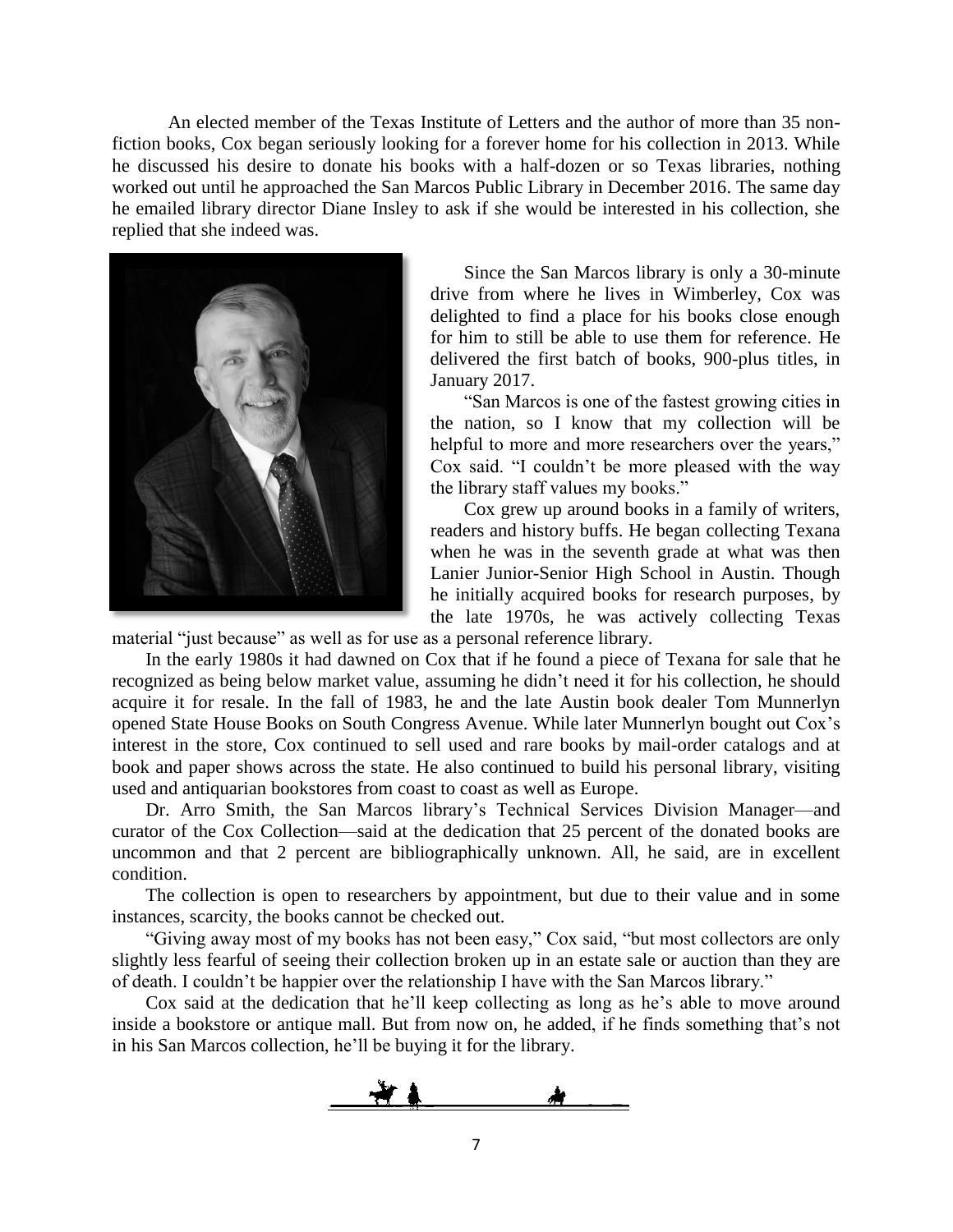An elected member of the Texas Institute of Letters and the author of more than 35 non-fiction books, Cox began seriously looking for a forever home for his collection in 2013. While he discussed his desire to donate his books with a half-dozen or so Texas libraries, nothing worked out until he approached the San Marcos Public Library in December 2016. The same day he emailed library director Diane Insley to ask if she would be interested in his collection, she replied that she indeed was.

Since the San Marcos library is only a 30-minute drive from where he lives in Wimberley, Cox was delighted to find a place for his books close enough for him to still be able to use them for reference. He delivered the first batch of books, 900-plus titles, in January 2017.

"San Marcos is one of the fastest growing cities in the nation, so I know that my collection will be helpful to more and more researchers over the years," Cox said. "I couldn't be more pleased with the way the library staff values my books."

Cox grew up around books in a family of writers, readers and history buffs. He began collecting Texana when he was in the seventh grade at what was then Lanier Junior-Senior High School in Austin. Though he initially acquired books for research purposes, by the late 1970s, he was actively collecting Texas material "just because" as well as for use as a personal reference library.

In the early 1980s it had dawned on Cox that if he found a piece of Texana for sale that he recognized as being below market value, assuming he didn't need it for his collection, he should acquire it for resale. In the fall of 1983, he and the late Austin book dealer Tom Munnerlyn opened State House Books on South Congress Avenue. While later Munnerlyn bought out Cox's interest in the store, Cox continued to sell used and rare books by mail-order catalogs and at book and paper shows across the state. He also continued to build his personal library, visiting used and antiquarian bookstores from coast to coast as well as Europe.

Dr. Arro Smith, the San Marcos library's Technical Services Division Manager—and curator of the Cox Collection—said at the dedication that 25 percent of the donated books are uncommon and that 2 percent are bibliographically unknown. All, he said, are in excellent condition.

The collection is open to researchers by appointment, but due to their value and in some instances, scarcity, the books cannot be checked out.

"Giving away most of my books has not been easy," Cox said, "but most collectors are only slightly less fearful of seeing their collection broken up in an estate sale or auction than they are of death. I couldn't be happier over the relationship I have with the San Marcos library."

Cox said at the dedication that he'll keep collecting as long as he's able to move around inside a bookstore or antique mall. But from now on, he added, if he finds something that's not in his San Marcos collection, he'll be buying it for the library.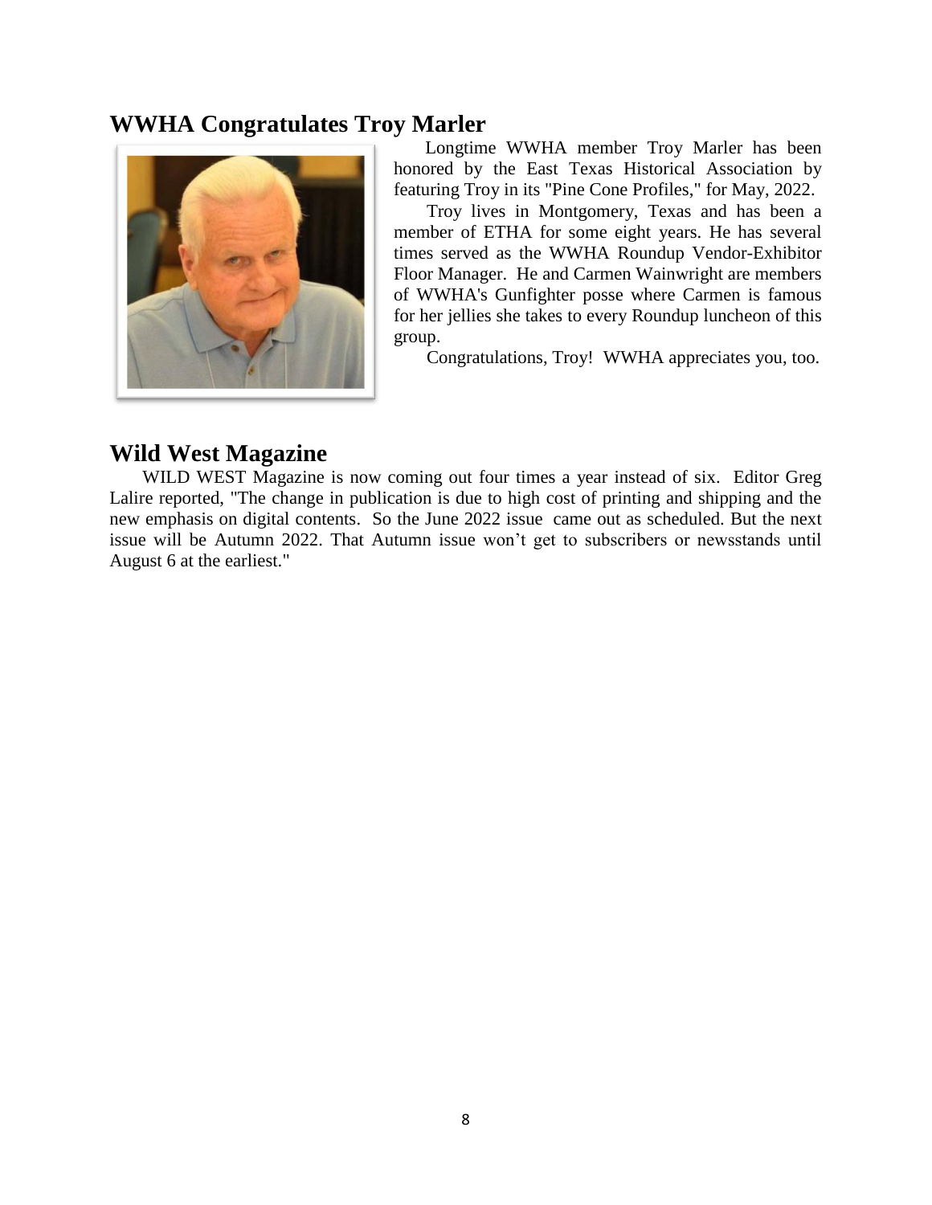## WWHA Congratulates Troy Marler

Longtime WWHA member Troy Marler has been honored by the East Texas Historical Association by featuring Troy in its "Pine Cone Profiles," for May, 2022.

Troy lives in Montgomery, Texas and has been a member of ETHA for some eight years. He has several times served as the WWHA Roundup Vendor-Exhibitor Floor Manager. He and Carmen Wainwright are members of WWHA's Gunfighter posse where Carmen is famous for her jellies she takes to every Roundup luncheon of this group.

Congratulations, Troy! WWHA appreciates you, too.

## Wild West Magazine

WILD WEST Magazine is now coming out four times a year instead of six. Editor Greg Lalire reported, "The change in publication is due to high cost of printing and shipping and the new emphasis on digital contents. So the June 2022 issue came out as scheduled. But the next issue will be Autumn 2022. That Autumn issue won't get to subscribers or newsstands until August 6 at the earliest."